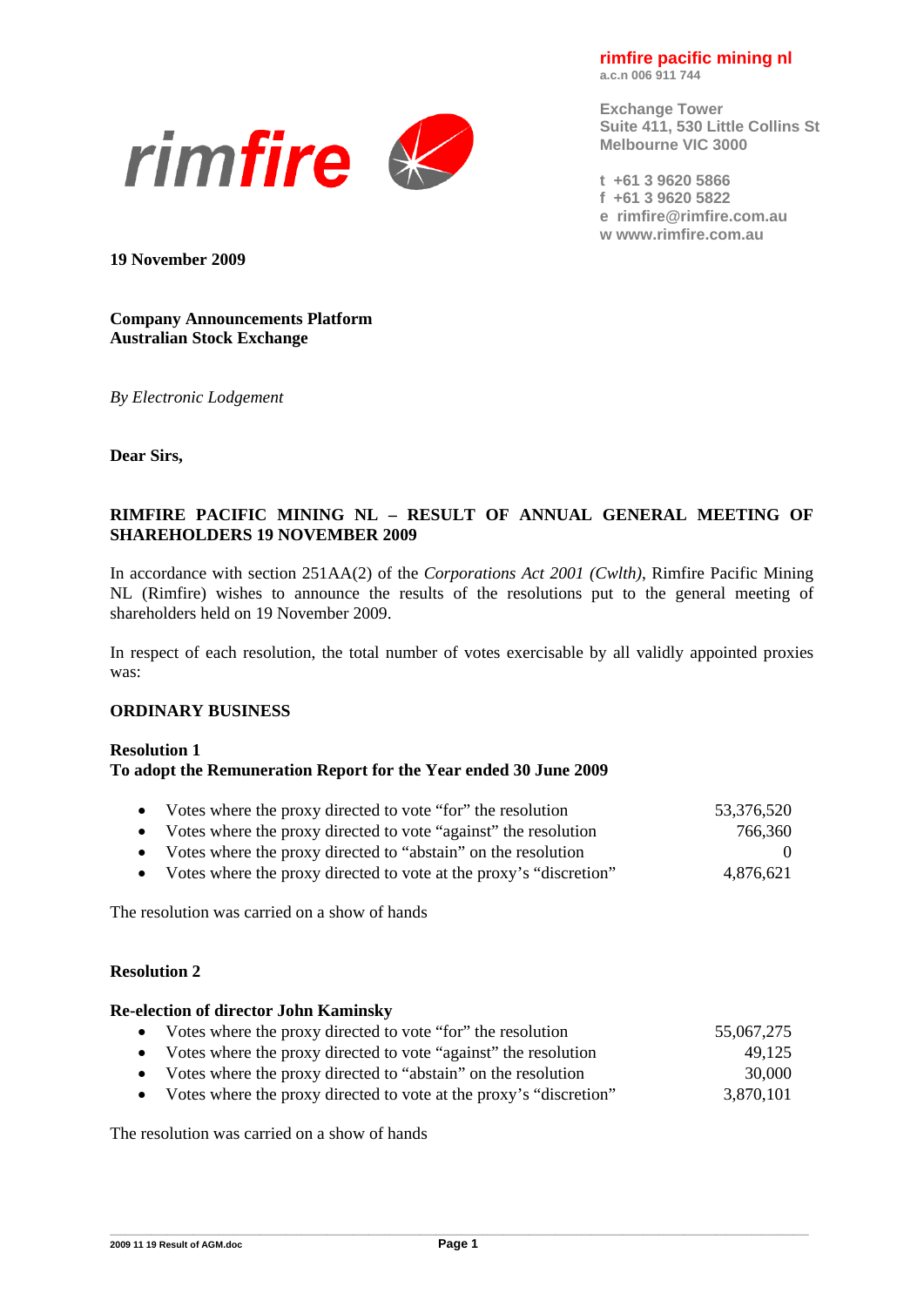**rimfire pacific mining nl**
a.c.n 006 911 744

Exchange Tower
Suite 411, 530 Little Collins St
Melbourne VIC 3000

t +61 3 9620 5866
f +61 3 9620 5822
e rimfire@rimfire.com.au
w www.rimfire.com.au

**19 November 2009**

**Company Announcements Platform**
**Australian Stock Exchange**

*By Electronic Lodgement*

**Dear Sirs,**

**RIMFIRE PACIFIC MINING NL – RESULT OF ANNUAL GENERAL MEETING OF SHAREHOLDERS 19 NOVEMBER 2009**

In accordance with section 251AA(2) of the *Corporations Act 2001 (Cwlth)*, Rimfire Pacific Mining NL (Rimfire) wishes to announce the results of the resolutions put to the general meeting of shareholders held on 19 November 2009.

In respect of each resolution, the total number of votes exercisable by all validly appointed proxies was:

**ORDINARY BUSINESS**

**Resolution 1**
**To adopt the Remuneration Report for the Year ended 30 June 2009**

- Votes where the proxy directed to vote "for" the resolution — 53,376,520
- Votes where the proxy directed to vote "against" the resolution — 766,360
- Votes where the proxy directed to "abstain" on the resolution — 0
- Votes where the proxy directed to vote at the proxy's "discretion" — 4,876,621

The resolution was carried on a show of hands

**Resolution 2**

**Re-election of director John Kaminsky**

- Votes where the proxy directed to vote "for" the resolution — 55,067,275
- Votes where the proxy directed to vote "against" the resolution — 49,125
- Votes where the proxy directed to "abstain" on the resolution — 30,000
- Votes where the proxy directed to vote at the proxy's "discretion" — 3,870,101

The resolution was carried on a show of hands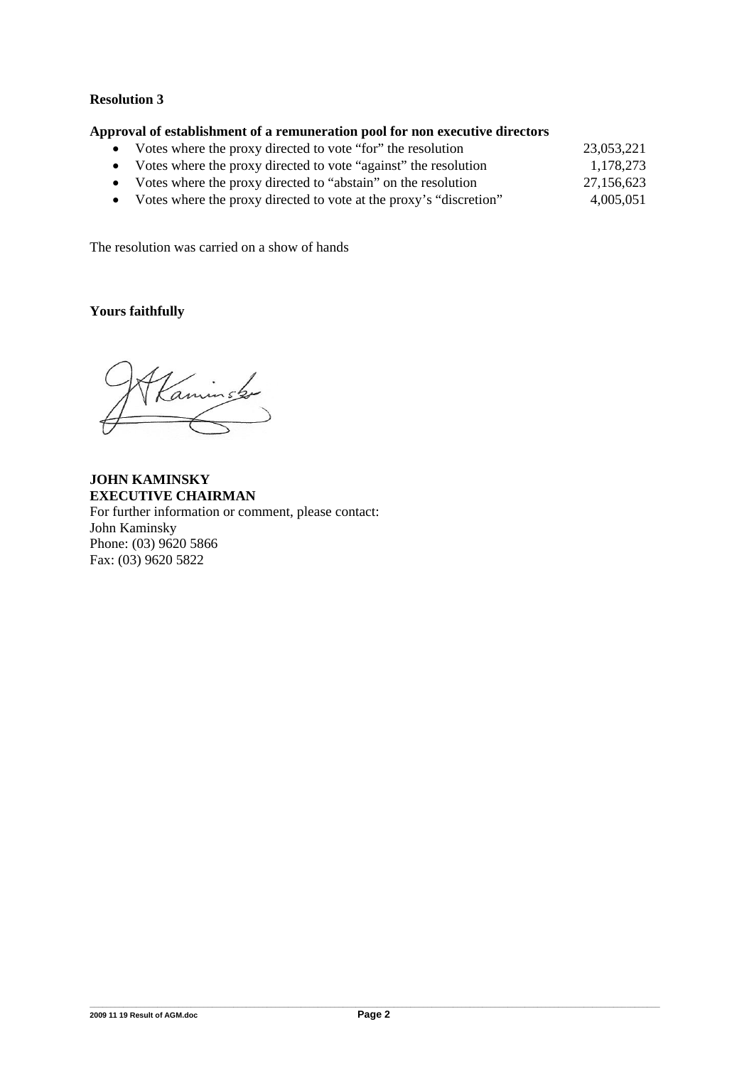**Resolution 3**

**Approval of establishment of a remuneration pool for non executive directors**

- Votes where the proxy directed to vote "for" the resolution 23,053,221
- Votes where the proxy directed to vote "against" the resolution 1,178,273
- Votes where the proxy directed to "abstain" on the resolution 27,156,623
- Votes where the proxy directed to vote at the proxy's "discretion" 4,005,051

The resolution was carried on a show of hands

**Yours faithfully**

**JOHN KAMINSKY**
**EXECUTIVE CHAIRMAN**
For further information or comment, please contact:
John Kaminsky
Phone: (03) 9620 5866
Fax: (03) 9620 5822